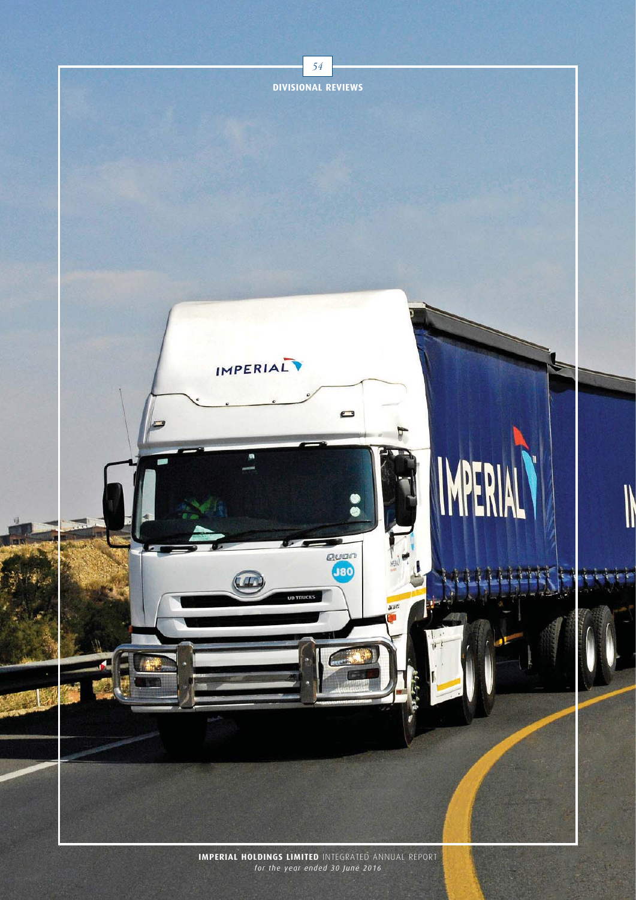# DIVISIONAL REVIEWS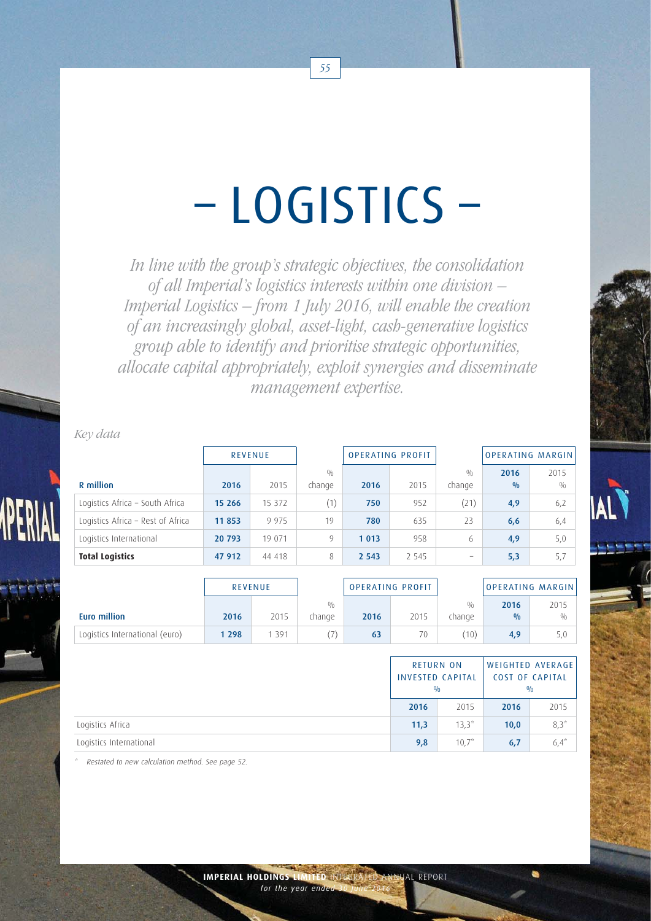# – LOGISTICS –

*In line with the group's strategic objectives, the consolidation of all Imperial's logistics interests within one division – Imperial Logistics – from 1 July 2016, will enable the creation of an increasingly global, asset-light, cash-generative logistics group able to identify and prioritise strategic opportunities, allocate capital appropriately, exploit synergies and disseminate management expertise.*

*Key data*

| | REVENUE | | | OPERATING PROFIT | | | OPERATING MARGIN | |
|---|---|---|---|---|---|---|---|---|
| **R million** | **2016** | 2015 | % change | **2016** | 2015 | % change | **2016 %** | 2015 % |
| Logistics Africa – South Africa | **15 266** | 15 372 | (1) | **750** | 952 | (21) | **4,9** | 6,2 |
| Logistics Africa – Rest of Africa | **11 853** | 9 975 | 19 | **780** | 635 | 23 | **6,6** | 6,4 |
| Logistics International | **20 793** | 19 071 | 9 | **1 013** | 958 | 6 | **4,9** | 5,0 |
| **Total Logistics** | **47 912** | 44 418 | 8 | **2 543** | 2 545 | – | **5,3** | 5,7 |

| | REVENUE | | | OPERATING PROFIT | | | OPERATING MARGIN | |
|---|---|---|---|---|---|---|---|---|
| **Euro million** | **2016** | 2015 | % change | **2016** | 2015 | % change | **2016 %** | 2015 % |
| Logistics International (euro) | **1 298** | 1 391 | (7) | **63** | 70 | (10) | **4,9** | 5,0 |

| | RETURN ON INVESTED CAPITAL % | | WEIGHTED AVERAGE COST OF CAPITAL % | |
|---|---|---|---|---|
| | **2016** | 2015 | **2016** | 2015 |
| Logistics Africa | **11,3** | 13,3* | **10,0** | 8,3* |
| Logistics International | **9,8** | 10,7* | **6,7** | 6,4* |

\* *Restated to new calculation method. See page 52.*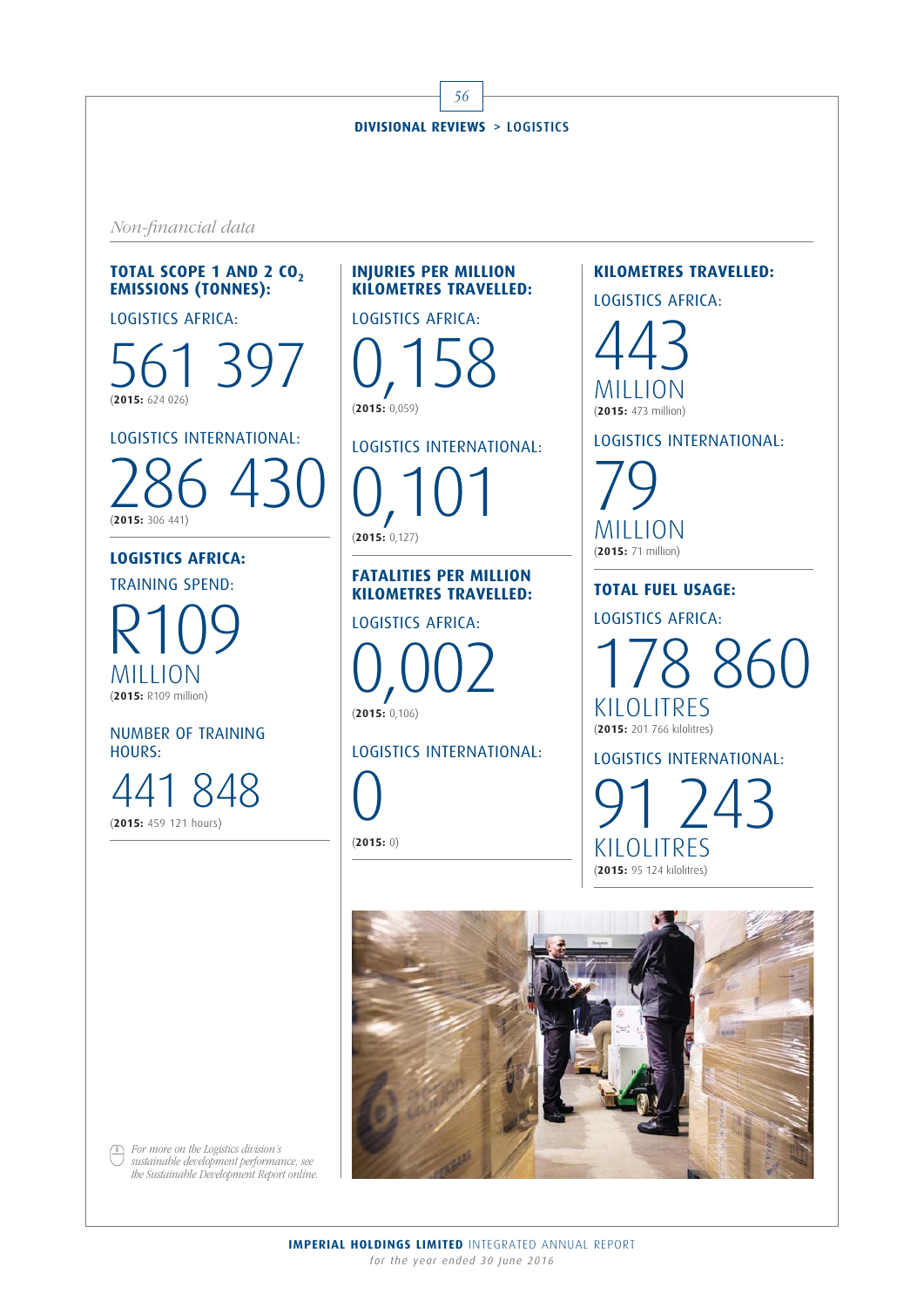*Non-financial data*

**TOTAL SCOPE 1 AND 2 $CO_2$ EMISSIONS (TONNES):**

LOGISTICS AFRICA:

561 397
(**2015:** 624 026)

LOGISTICS INTERNATIONAL:

286 430
(**2015:** 306 441)

**LOGISTICS AFRICA:**

TRAINING SPEND:

R109 MILLION
(**2015:** R109 million)

NUMBER OF TRAINING HOURS:

441 848
(**2015:** 459 121 hours)

**INJURIES PER MILLION KILOMETRES TRAVELLED:**

LOGISTICS AFRICA:

0,158
(**2015:** 0,059)

LOGISTICS INTERNATIONAL:

0,101
(**2015:** 0,127)

**FATALITIES PER MILLION KILOMETRES TRAVELLED:**

LOGISTICS AFRICA:

0,002
(**2015:** 0,106)

LOGISTICS INTERNATIONAL:

0
(**2015:** 0)

**KILOMETRES TRAVELLED:**

LOGISTICS AFRICA:

443 MILLION
(**2015:** 473 million)

LOGISTICS INTERNATIONAL:

79 MILLION
(**2015:** 71 million)

**TOTAL FUEL USAGE:**

LOGISTICS AFRICA:

178 860 KILOLITRES
(**2015:** 201 766 kilolitres)

LOGISTICS INTERNATIONAL:

91 243 KILOLITRES
(**2015:** 95 124 kilolitres)

*For more on the Logistics division's sustainable development performance, see the Sustainable Development Report online.*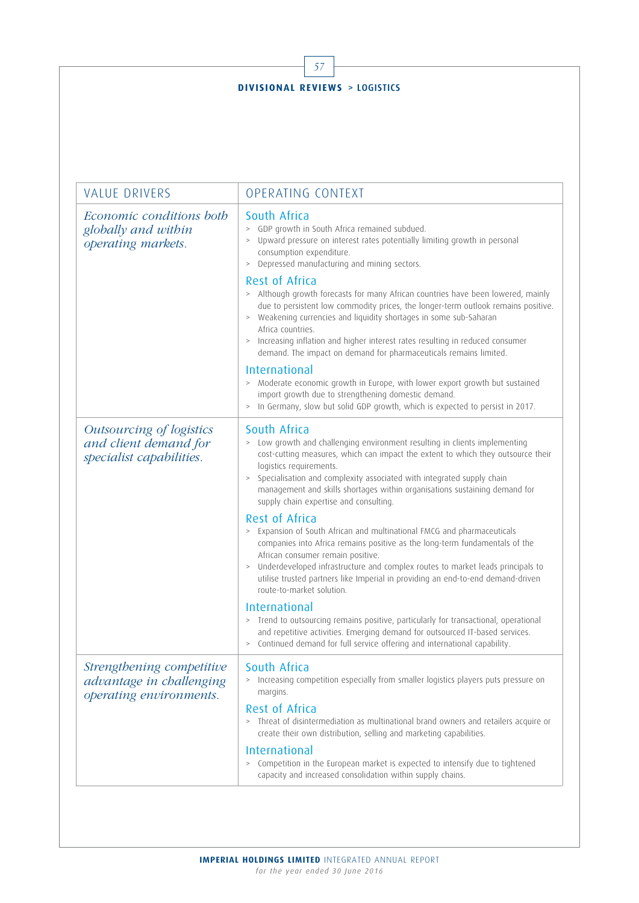## DIVISIONAL REVIEWS > LOGISTICS

| VALUE DRIVERS | OPERATING CONTEXT |
|---|---|
| *Economic conditions both globally and within operating markets.* | **South Africa**<br>> GDP growth in South Africa remained subdued.<br>> Upward pressure on interest rates potentially limiting growth in personal consumption expenditure.<br>> Depressed manufacturing and mining sectors.<br>**Rest of Africa**<br>> Although growth forecasts for many African countries have been lowered, mainly due to persistent low commodity prices, the longer-term outlook remains positive.<br>> Weakening currencies and liquidity shortages in some sub-Saharan Africa countries.<br>> Increasing inflation and higher interest rates resulting in reduced consumer demand. The impact on demand for pharmaceuticals remains limited.<br>**International**<br>> Moderate economic growth in Europe, with lower export growth but sustained import growth due to strengthening domestic demand.<br>> In Germany, slow but solid GDP growth, which is expected to persist in 2017. |
| *Outsourcing of logistics and client demand for specialist capabilities.* | **South Africa**<br>> Low growth and challenging environment resulting in clients implementing cost-cutting measures, which can impact the extent to which they outsource their logistics requirements.<br>> Specialisation and complexity associated with integrated supply chain management and skills shortages within organisations sustaining demand for supply chain expertise and consulting.<br>**Rest of Africa**<br>> Expansion of South African and multinational FMCG and pharmaceuticals companies into Africa remains positive as the long-term fundamentals of the African consumer remain positive.<br>> Underdeveloped infrastructure and complex routes to market leads principals to utilise trusted partners like Imperial in providing an end-to-end demand-driven route-to-market solution.<br>**International**<br>> Trend to outsourcing remains positive, particularly for transactional, operational and repetitive activities. Emerging demand for outsourced IT-based services.<br>> Continued demand for full service offering and international capability. |
| *Strengthening competitive advantage in challenging operating environments.* | **South Africa**<br>> Increasing competition especially from smaller logistics players puts pressure on margins.<br>**Rest of Africa**<br>> Threat of disintermediation as multinational brand owners and retailers acquire or create their own distribution, selling and marketing capabilities.<br>**International**<br>> Competition in the European market is expected to intensify due to tightened capacity and increased consolidation within supply chains. |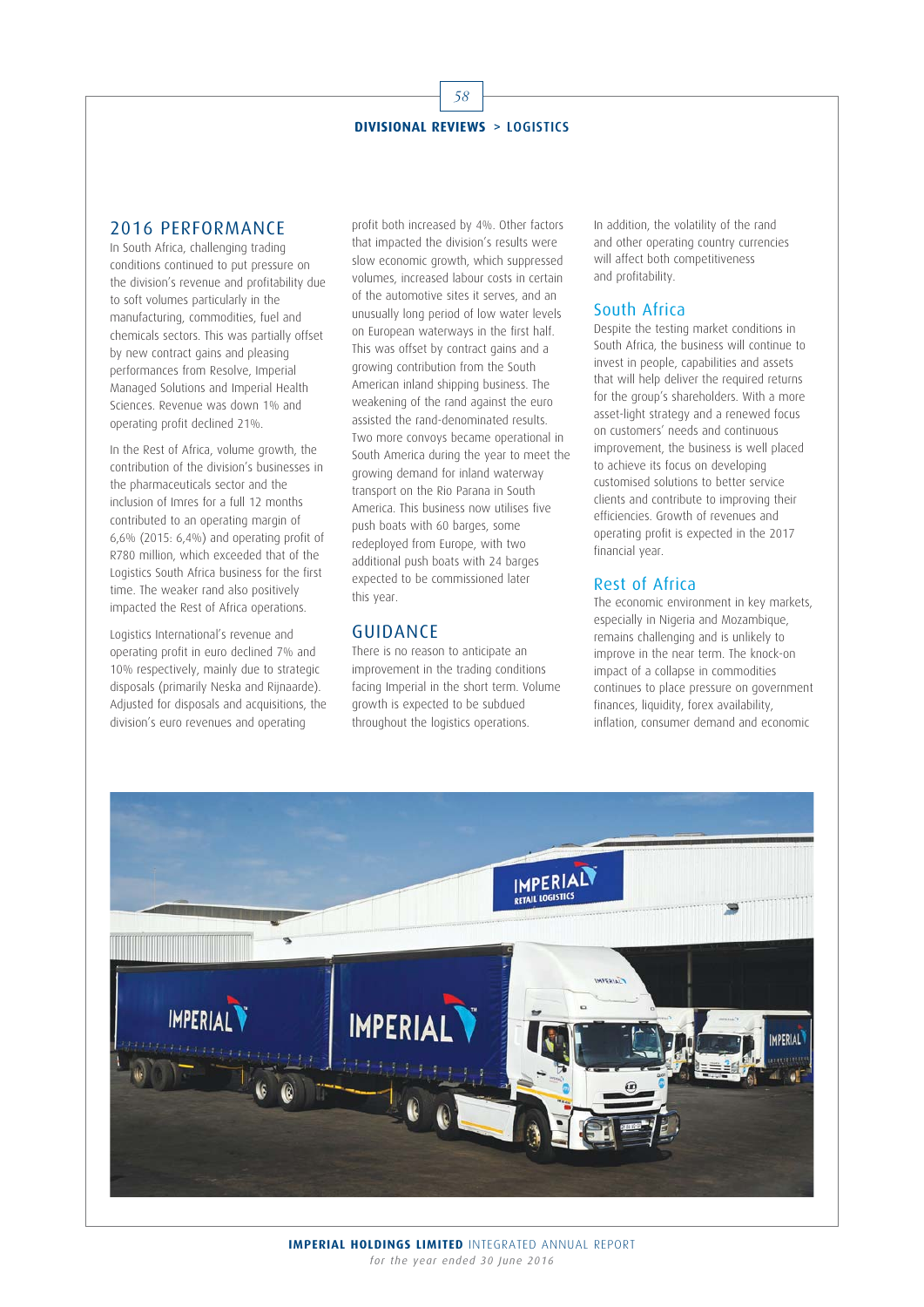## 2016 PERFORMANCE

In South Africa, challenging trading conditions continued to put pressure on the division's revenue and profitability due to soft volumes particularly in the manufacturing, commodities, fuel and chemicals sectors. This was partially offset by new contract gains and pleasing performances from Resolve, Imperial Managed Solutions and Imperial Health Sciences. Revenue was down 1% and operating profit declined 21%.

In the Rest of Africa, volume growth, the contribution of the division's businesses in the pharmaceuticals sector and the inclusion of Imres for a full 12 months contributed to an operating margin of 6,6% (2015: 6,4%) and operating profit of R780 million, which exceeded that of the Logistics South Africa business for the first time. The weaker rand also positively impacted the Rest of Africa operations.

Logistics International's revenue and operating profit in euro declined 7% and 10% respectively, mainly due to strategic disposals (primarily Neska and Rijnaarde). Adjusted for disposals and acquisitions, the division's euro revenues and operating profit both increased by 4%. Other factors that impacted the division's results were slow economic growth, which suppressed volumes, increased labour costs in certain of the automotive sites it serves, and an unusually long period of low water levels on European waterways in the first half. This was offset by contract gains and a growing contribution from the South American inland shipping business. The weakening of the rand against the euro assisted the rand-denominated results. Two more convoys became operational in South America during the year to meet the growing demand for inland waterway transport on the Rio Parana in South America. This business now utilises five push boats with 60 barges, some redeployed from Europe, with two additional push boats with 24 barges expected to be commissioned later this year.

## GUIDANCE

There is no reason to anticipate an improvement in the trading conditions facing Imperial in the short term. Volume growth is expected to be subdued throughout the logistics operations.

In addition, the volatility of the rand and other operating country currencies will affect both competitiveness and profitability.

### South Africa

Despite the testing market conditions in South Africa, the business will continue to invest in people, capabilities and assets that will help deliver the required returns for the group's shareholders. With a more asset-light strategy and a renewed focus on customers' needs and continuous improvement, the business is well placed to achieve its focus on developing customised solutions to better service clients and contribute to improving their efficiencies. Growth of revenues and operating profit is expected in the 2017 financial year.

### Rest of Africa

The economic environment in key markets, especially in Nigeria and Mozambique, remains challenging and is unlikely to improve in the near term. The knock-on impact of a collapse in commodities continues to place pressure on government finances, liquidity, forex availability, inflation, consumer demand and economic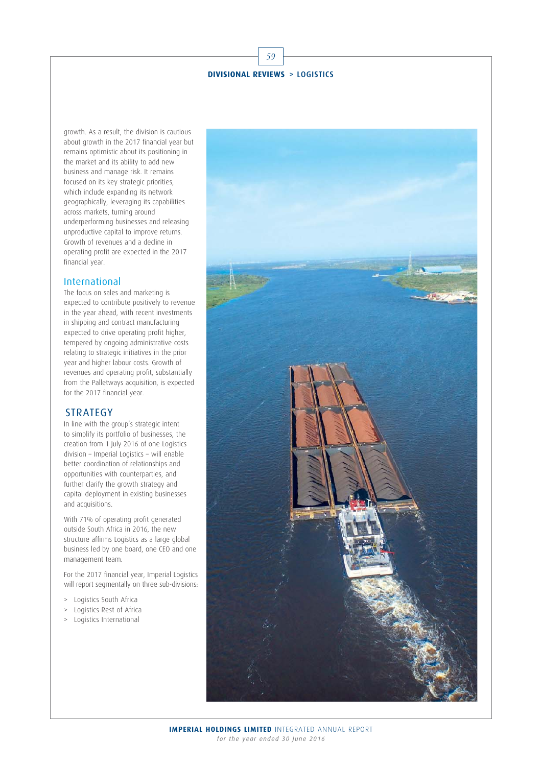growth. As a result, the division is cautious about growth in the 2017 financial year but remains optimistic about its positioning in the market and its ability to add new business and manage risk. It remains focused on its key strategic priorities, which include expanding its network geographically, leveraging its capabilities across markets, turning around underperforming businesses and releasing unproductive capital to improve returns. Growth of revenues and a decline in operating profit are expected in the 2017 financial year.

### International

The focus on sales and marketing is expected to contribute positively to revenue in the year ahead, with recent investments in shipping and contract manufacturing expected to drive operating profit higher, tempered by ongoing administrative costs relating to strategic initiatives in the prior year and higher labour costs. Growth of revenues and operating profit, substantially from the Palletways acquisition, is expected for the 2017 financial year.

## STRATEGY

In line with the group's strategic intent to simplify its portfolio of businesses, the creation from 1 July 2016 of one Logistics division – Imperial Logistics – will enable better coordination of relationships and opportunities with counterparties, and further clarify the growth strategy and capital deployment in existing businesses and acquisitions.

With 71% of operating profit generated outside South Africa in 2016, the new structure affirms Logistics as a large global business led by one board, one CEO and one management team.

For the 2017 financial year, Imperial Logistics will report segmentally on three sub-divisions:

- Logistics South Africa
- Logistics Rest of Africa
- Logistics International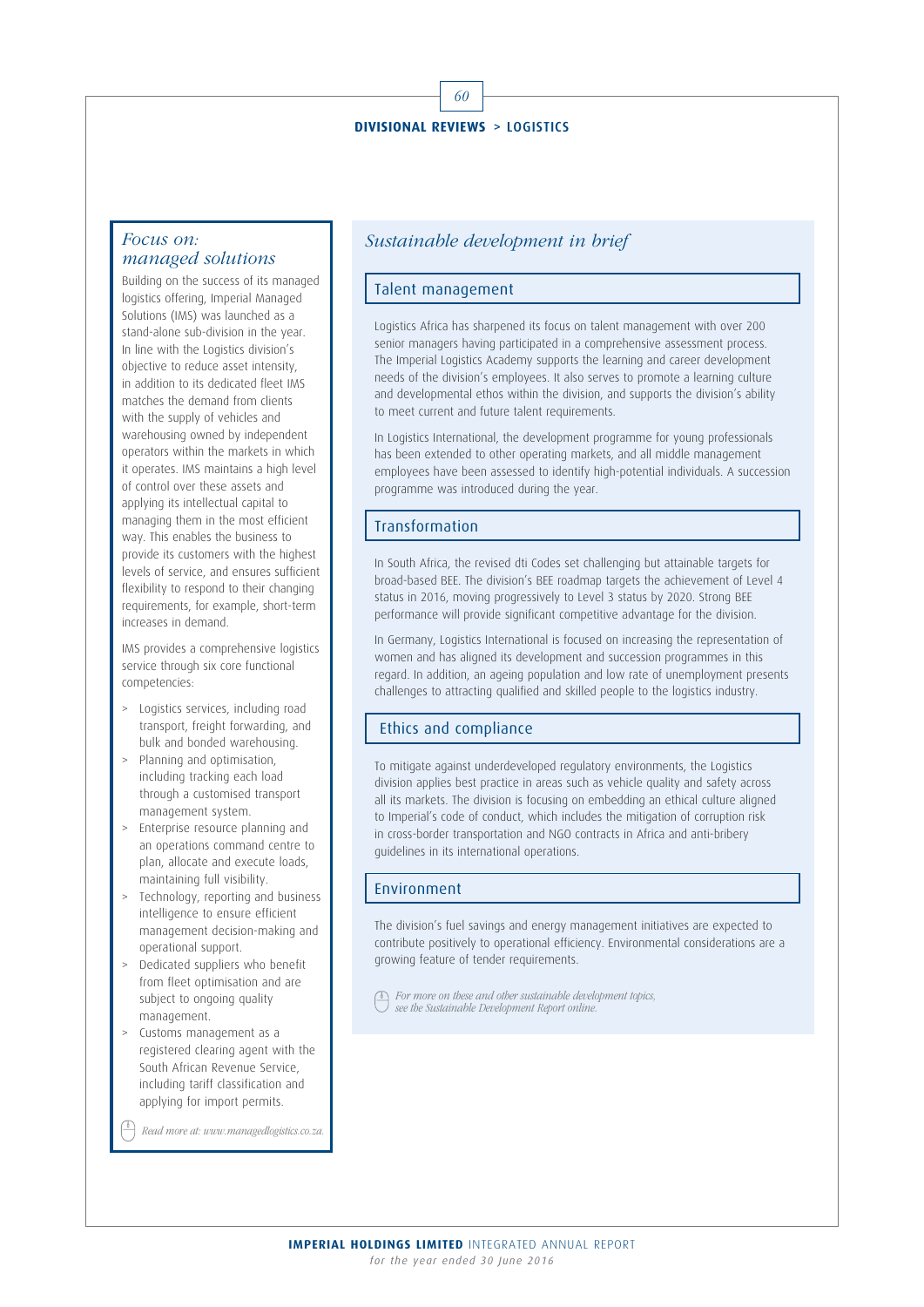## Focus on: managed solutions

Building on the success of its managed logistics offering, Imperial Managed Solutions (IMS) was launched as a stand-alone sub-division in the year. In line with the Logistics division's objective to reduce asset intensity, in addition to its dedicated fleet IMS matches the demand from clients with the supply of vehicles and warehousing owned by independent operators within the markets in which it operates. IMS maintains a high level of control over these assets and applying its intellectual capital to managing them in the most efficient way. This enables the business to provide its customers with the highest levels of service, and ensures sufficient flexibility to respond to their changing requirements, for example, short-term increases in demand.

IMS provides a comprehensive logistics service through six core functional competencies:

- Logistics services, including road transport, freight forwarding, and bulk and bonded warehousing.
- Planning and optimisation, including tracking each load through a customised transport management system.
- Enterprise resource planning and an operations command centre to plan, allocate and execute loads, maintaining full visibility.
- Technology, reporting and business intelligence to ensure efficient management decision-making and operational support.
- Dedicated suppliers who benefit from fleet optimisation and are subject to ongoing quality management.
- Customs management as a registered clearing agent with the South African Revenue Service, including tariff classification and applying for import permits.

*Read more at: www.managedlogistics.co.za.*

## Sustainable development in brief

### Talent management

Logistics Africa has sharpened its focus on talent management with over 200 senior managers having participated in a comprehensive assessment process. The Imperial Logistics Academy supports the learning and career development needs of the division's employees. It also serves to promote a learning culture and developmental ethos within the division, and supports the division's ability to meet current and future talent requirements.

In Logistics International, the development programme for young professionals has been extended to other operating markets, and all middle management employees have been assessed to identify high-potential individuals. A succession programme was introduced during the year.

### Transformation

In South Africa, the revised dti Codes set challenging but attainable targets for broad-based BEE. The division's BEE roadmap targets the achievement of Level 4 status in 2016, moving progressively to Level 3 status by 2020. Strong BEE performance will provide significant competitive advantage for the division.

In Germany, Logistics International is focused on increasing the representation of women and has aligned its development and succession programmes in this regard. In addition, an ageing population and low rate of unemployment presents challenges to attracting qualified and skilled people to the logistics industry.

### Ethics and compliance

To mitigate against underdeveloped regulatory environments, the Logistics division applies best practice in areas such as vehicle quality and safety across all its markets. The division is focusing on embedding an ethical culture aligned to Imperial's code of conduct, which includes the mitigation of corruption risk in cross-border transportation and NGO contracts in Africa and anti-bribery guidelines in its international operations.

### Environment

The division's fuel savings and energy management initiatives are expected to contribute positively to operational efficiency. Environmental considerations are a growing feature of tender requirements.

*For more on these and other sustainable development topics, see the Sustainable Development Report online.*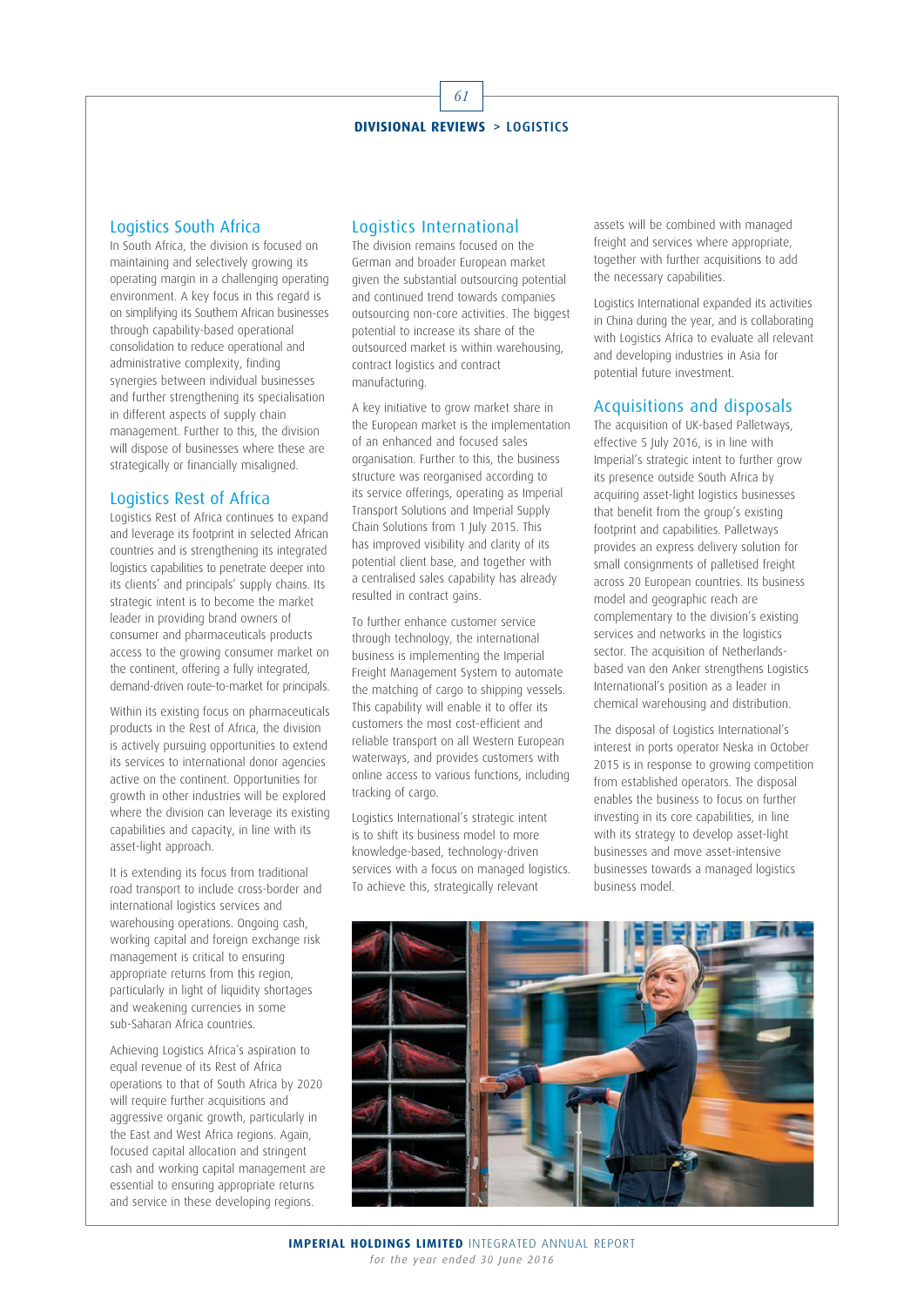DIVISIONAL REVIEWS > LOGISTICS

## Logistics South Africa

In South Africa, the division is focused on maintaining and selectively growing its operating margin in a challenging operating environment. A key focus in this regard is on simplifying its Southern African businesses through capability-based operational consolidation to reduce operational and administrative complexity, finding synergies between individual businesses and further strengthening its specialisation in different aspects of supply chain management. Further to this, the division will dispose of businesses where these are strategically or financially misaligned.

## Logistics Rest of Africa

Logistics Rest of Africa continues to expand and leverage its footprint in selected African countries and is strengthening its integrated logistics capabilities to penetrate deeper into its clients' and principals' supply chains. Its strategic intent is to become the market leader in providing brand owners of consumer and pharmaceuticals products access to the growing consumer market on the continent, offering a fully integrated, demand-driven route-to-market for principals.

Within its existing focus on pharmaceuticals products in the Rest of Africa, the division is actively pursuing opportunities to extend its services to international donor agencies active on the continent. Opportunities for growth in other industries will be explored where the division can leverage its existing capabilities and capacity, in line with its asset-light approach.

It is extending its focus from traditional road transport to include cross-border and international logistics services and warehousing operations. Ongoing cash, working capital and foreign exchange risk management is critical to ensuring appropriate returns from this region, particularly in light of liquidity shortages and weakening currencies in some sub-Saharan Africa countries.

Achieving Logistics Africa's aspiration to equal revenue of its Rest of Africa operations to that of South Africa by 2020 will require further acquisitions and aggressive organic growth, particularly in the East and West Africa regions. Again, focused capital allocation and stringent cash and working capital management are essential to ensuring appropriate returns and service in these developing regions.

## Logistics International

The division remains focused on the German and broader European market given the substantial outsourcing potential and continued trend towards companies outsourcing non-core activities. The biggest potential to increase its share of the outsourced market is within warehousing, contract logistics and contract manufacturing.

A key initiative to grow market share in the European market is the implementation of an enhanced and focused sales organisation. Further to this, the business structure was reorganised according to its service offerings, operating as Imperial Transport Solutions and Imperial Supply Chain Solutions from 1 July 2015. This has improved visibility and clarity of its potential client base, and together with a centralised sales capability has already resulted in contract gains.

To further enhance customer service through technology, the international business is implementing the Imperial Freight Management System to automate the matching of cargo to shipping vessels. This capability will enable it to offer its customers the most cost-efficient and reliable transport on all Western European waterways, and provides customers with online access to various functions, including tracking of cargo.

Logistics International's strategic intent is to shift its business model to more knowledge-based, technology-driven services with a focus on managed logistics. To achieve this, strategically relevant assets will be combined with managed freight and services where appropriate, together with further acquisitions to add the necessary capabilities.

Logistics International expanded its activities in China during the year, and is collaborating with Logistics Africa to evaluate all relevant and developing industries in Asia for potential future investment.

## Acquisitions and disposals

The acquisition of UK-based Palletways, effective 5 July 2016, is in line with Imperial's strategic intent to further grow its presence outside South Africa by acquiring asset-light logistics businesses that benefit from the group's existing footprint and capabilities. Palletways provides an express delivery solution for small consignments of palletised freight across 20 European countries. Its business model and geographic reach are complementary to the division's existing services and networks in the logistics sector. The acquisition of Netherlands-based van den Anker strengthens Logistics International's position as a leader in chemical warehousing and distribution.

The disposal of Logistics International's interest in ports operator Neska in October 2015 is in response to growing competition from established operators. The disposal enables the business to focus on further investing in its core capabilities, in line with its strategy to develop asset-light businesses and move asset-intensive businesses towards a managed logistics business model.